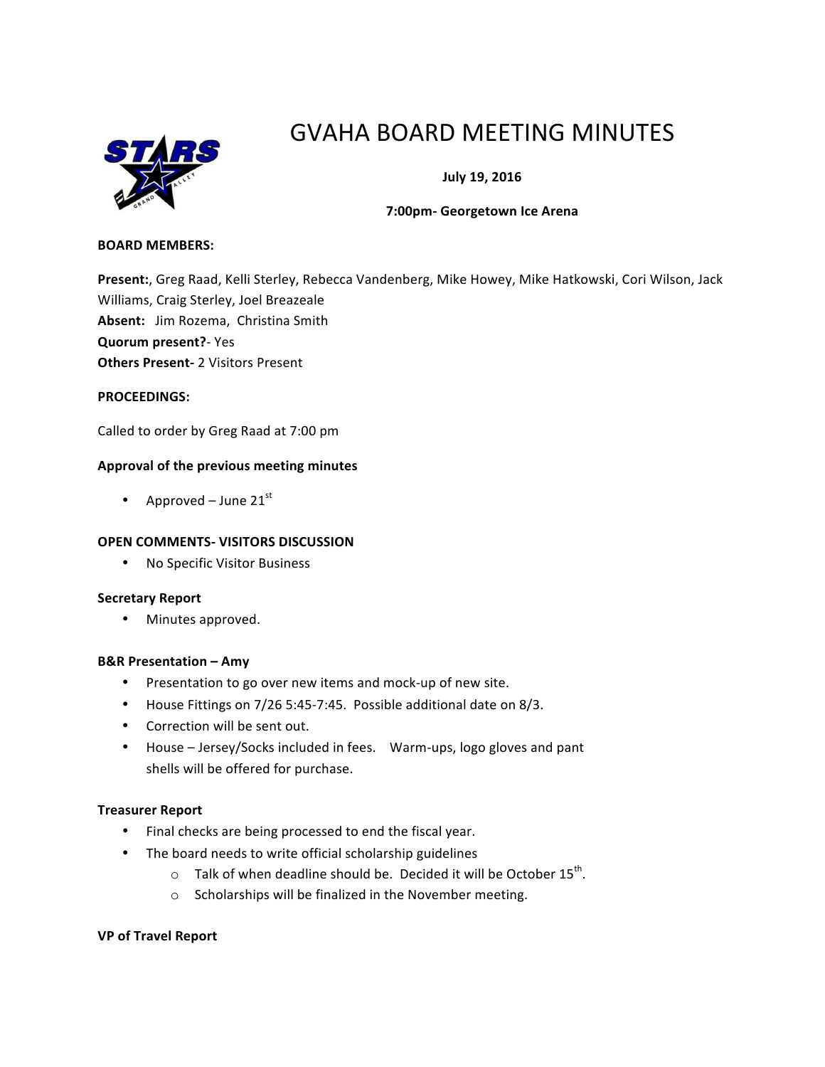# GVAHA BOARD MEETING MINUTES

**July 19, 2016**

**7:00pm- Georgetown Ice Arena**

**BOARD MEMBERS:**

**Present:**, Greg Raad, Kelli Sterley, Rebecca Vandenberg, Mike Howey, Mike Hatkowski, Cori Wilson, Jack Williams, Craig Sterley, Joel Breazeale
**Absent:** Jim Rozema, Christina Smith
**Quorum present?**- Yes
**Others Present-** 2 Visitors Present

**PROCEEDINGS:**

Called to order by Greg Raad at 7:00 pm

**Approval of the previous meeting minutes**

- Approved – June 21st

**OPEN COMMENTS- VISITORS DISCUSSION**

- No Specific Visitor Business

**Secretary Report**

- Minutes approved.

**B&R Presentation – Amy**

- Presentation to go over new items and mock-up of new site.
- House Fittings on 7/26 5:45-7:45. Possible additional date on 8/3.
- Correction will be sent out.
- House – Jersey/Socks included in fees. Warm-ups, logo gloves and pant shells will be offered for purchase.

**Treasurer Report**

- Final checks are being processed to end the fiscal year.
- The board needs to write official scholarship guidelines
  - Talk of when deadline should be. Decided it will be October 15th.
  - Scholarships will be finalized in the November meeting.

**VP of Travel Report**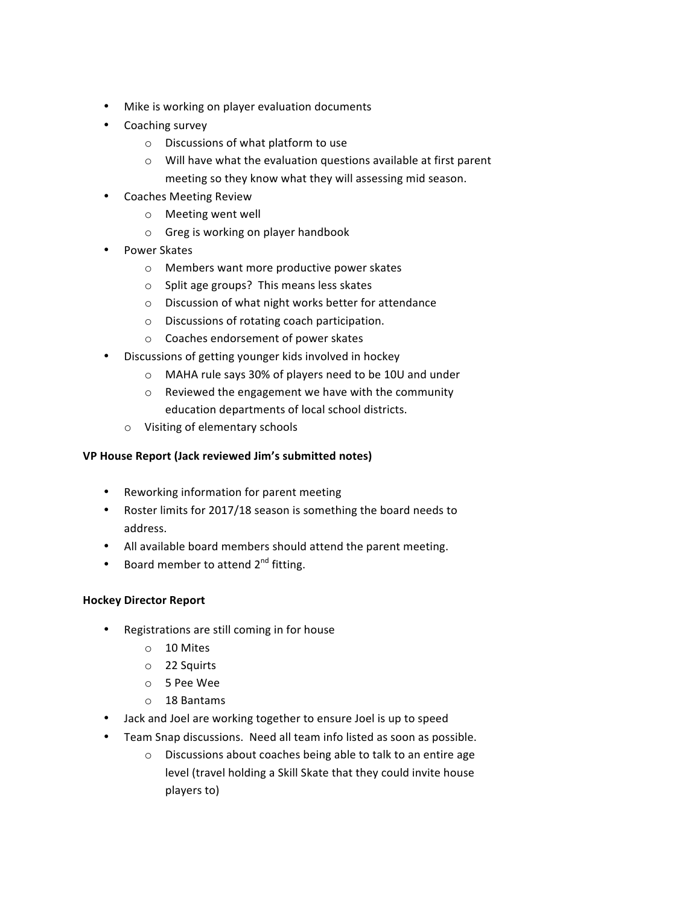- Mike is working on player evaluation documents
- Coaching survey
  - Discussions of what platform to use
  - Will have what the evaluation questions available at first parent meeting so they know what they will assessing mid season.
- Coaches Meeting Review
  - Meeting went well
  - Greg is working on player handbook
- Power Skates
  - Members want more productive power skates
  - Split age groups? This means less skates
  - Discussion of what night works better for attendance
  - Discussions of rotating coach participation.
  - Coaches endorsement of power skates
- Discussions of getting younger kids involved in hockey
  - MAHA rule says 30% of players need to be 10U and under
  - Reviewed the engagement we have with the community education departments of local school districts.
  - Visiting of elementary schools

**VP House Report (Jack reviewed Jim's submitted notes)**

- Reworking information for parent meeting
- Roster limits for 2017/18 season is something the board needs to address.
- All available board members should attend the parent meeting.
- Board member to attend 2nd fitting.

**Hockey Director Report**

- Registrations are still coming in for house
  - 10 Mites
  - 22 Squirts
  - 5 Pee Wee
  - 18 Bantams
- Jack and Joel are working together to ensure Joel is up to speed
- Team Snap discussions. Need all team info listed as soon as possible.
  - Discussions about coaches being able to talk to an entire age level (travel holding a Skill Skate that they could invite house players to)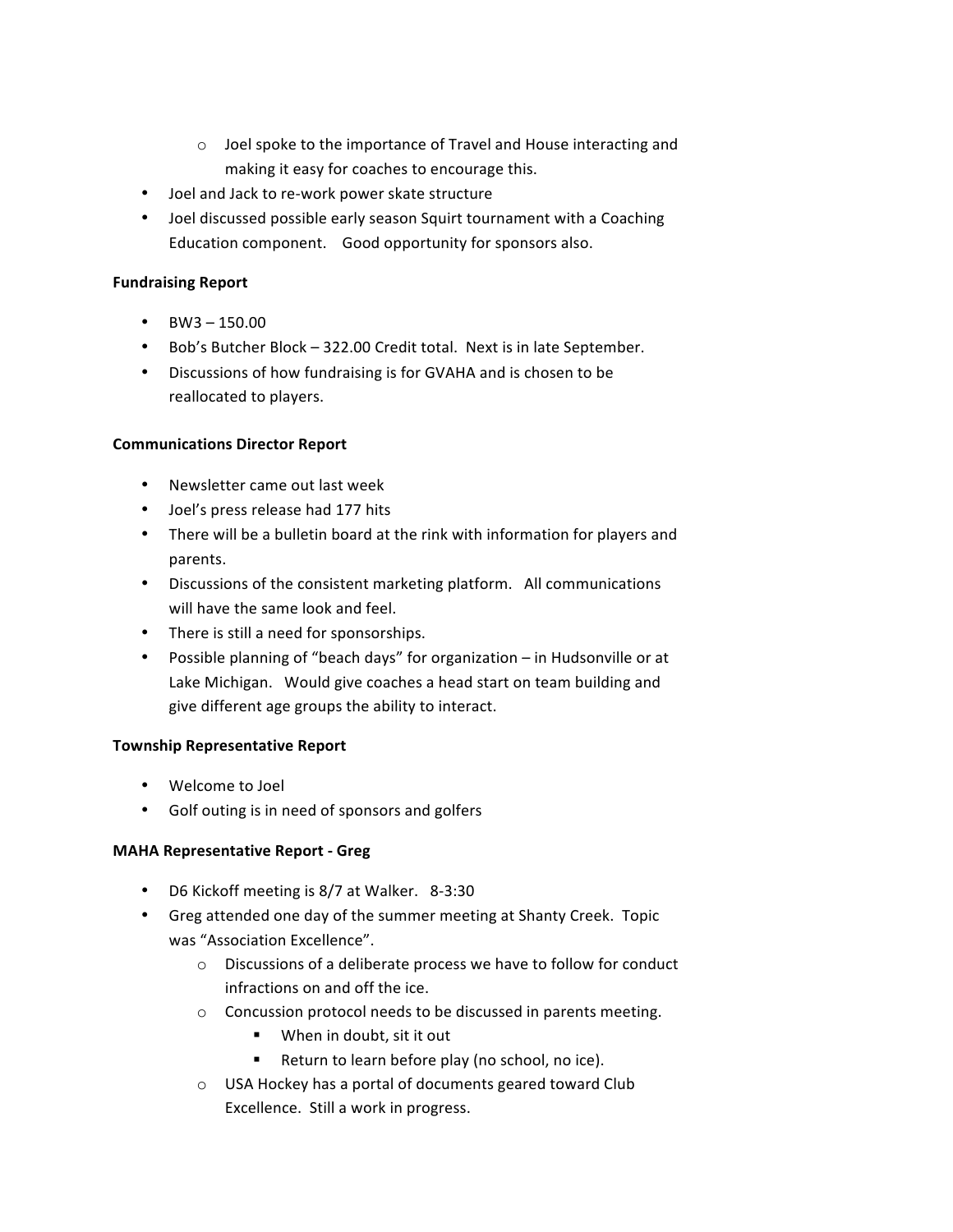- Joel spoke to the importance of Travel and House interacting and making it easy for coaches to encourage this.
- Joel and Jack to re-work power skate structure
- Joel discussed possible early season Squirt tournament with a Coaching Education component. Good opportunity for sponsors also.

**Fundraising Report**

- BW3 – 150.00
- Bob's Butcher Block – 322.00 Credit total. Next is in late September.
- Discussions of how fundraising is for GVAHA and is chosen to be reallocated to players.

**Communications Director Report**

- Newsletter came out last week
- Joel's press release had 177 hits
- There will be a bulletin board at the rink with information for players and parents.
- Discussions of the consistent marketing platform. All communications will have the same look and feel.
- There is still a need for sponsorships.
- Possible planning of "beach days" for organization – in Hudsonville or at Lake Michigan. Would give coaches a head start on team building and give different age groups the ability to interact.

**Township Representative Report**

- Welcome to Joel
- Golf outing is in need of sponsors and golfers

**MAHA Representative Report - Greg**

- D6 Kickoff meeting is 8/7 at Walker. 8-3:30
- Greg attended one day of the summer meeting at Shanty Creek. Topic was "Association Excellence".
  - Discussions of a deliberate process we have to follow for conduct infractions on and off the ice.
  - Concussion protocol needs to be discussed in parents meeting.
    - When in doubt, sit it out
    - Return to learn before play (no school, no ice).
  - USA Hockey has a portal of documents geared toward Club Excellence. Still a work in progress.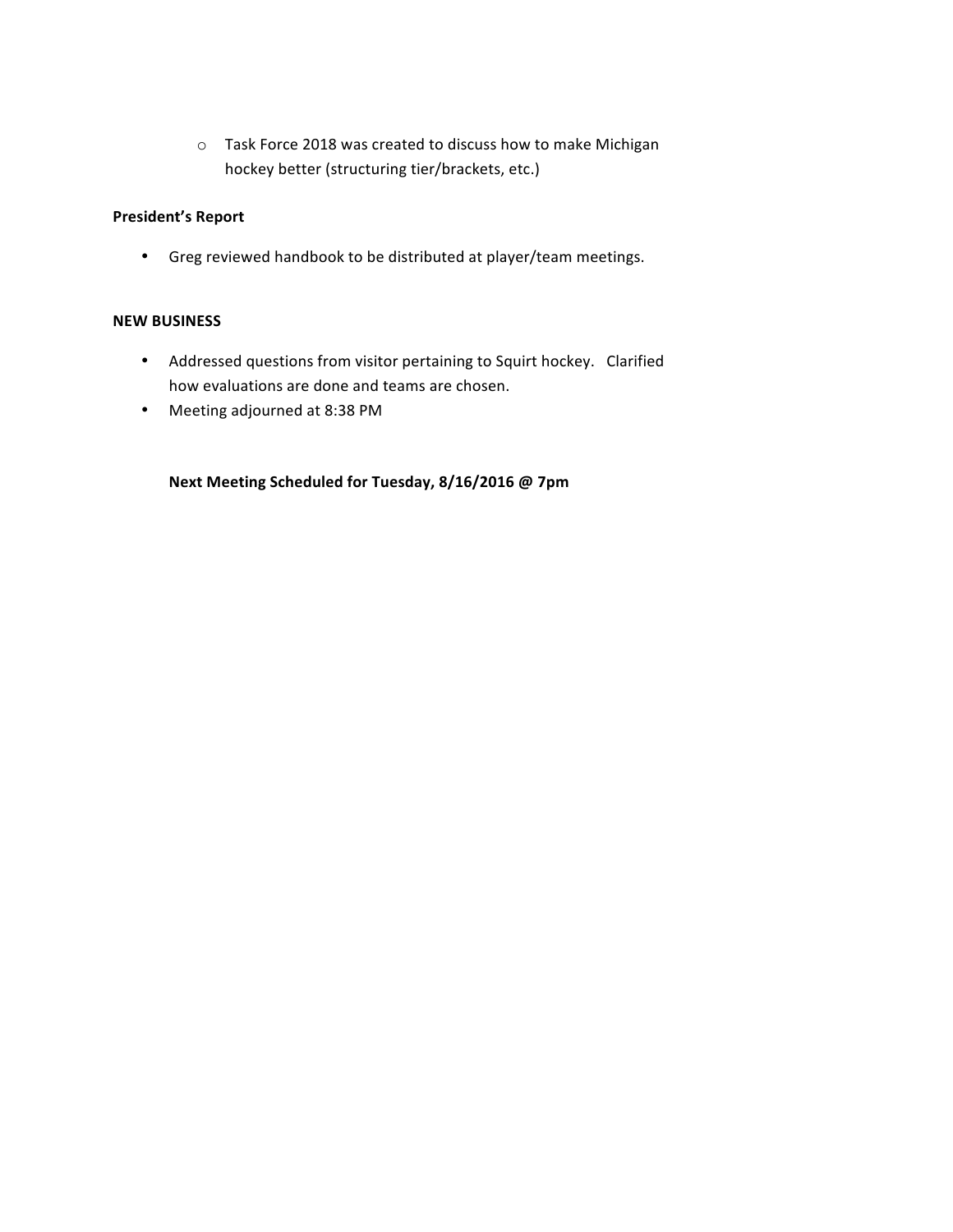- Task Force 2018 was created to discuss how to make Michigan hockey better (structuring tier/brackets, etc.)

**President's Report**

- Greg reviewed handbook to be distributed at player/team meetings.

**NEW BUSINESS**

- Addressed questions from visitor pertaining to Squirt hockey. Clarified how evaluations are done and teams are chosen.
- Meeting adjourned at 8:38 PM

**Next Meeting Scheduled for Tuesday, 8/16/2016 @ 7pm**